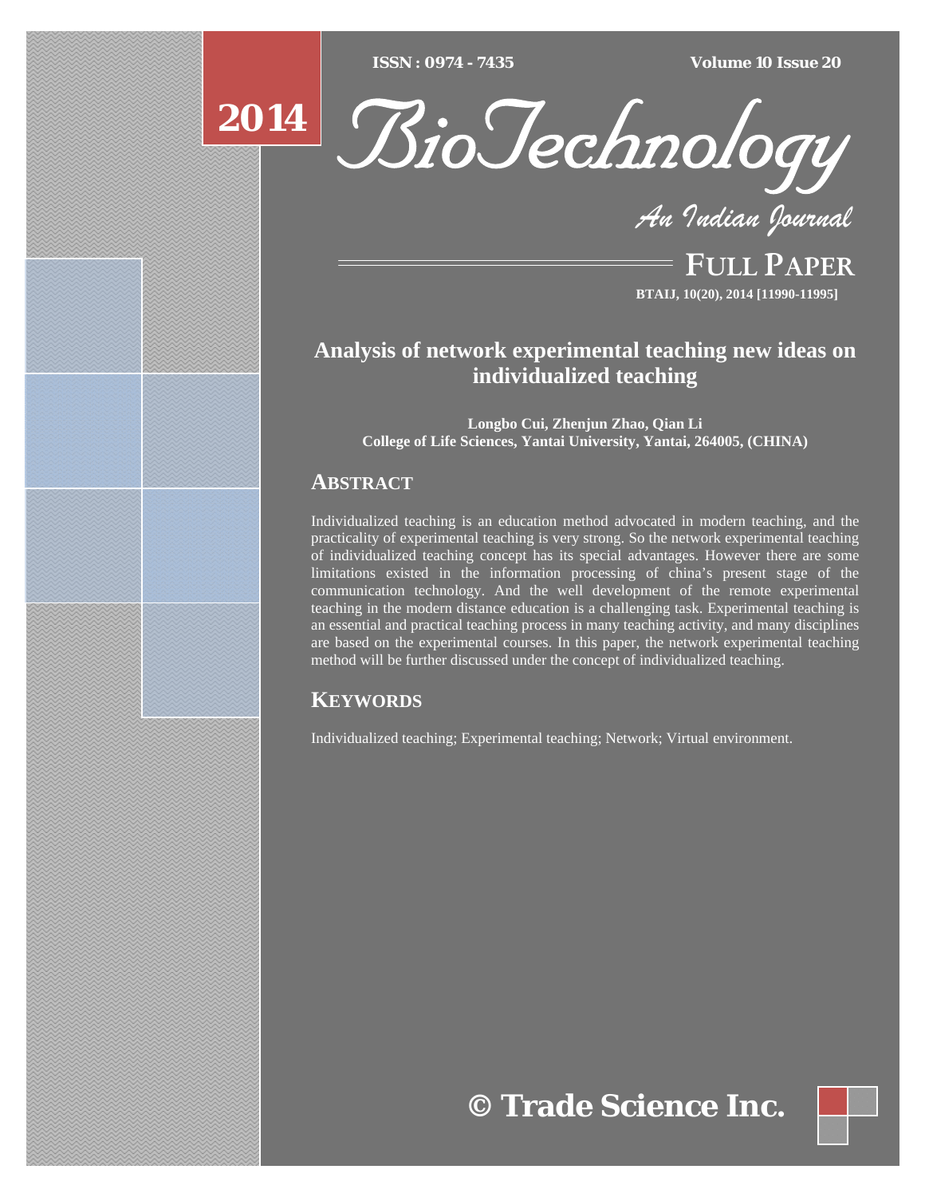# Analysis of network experimental teaching new ideas on individualized teaching

**Longbo Cui, Zhenjun Zhao, Qian Li**
**College of Life Sciences, Yantai University, Yantai, 264005, (CHINA)**

## ABSTRACT

Individualized teaching is an education method advocated in modern teaching, and the practicality of experimental teaching is very strong. So the network experimental teaching of individualized teaching concept has its special advantages. However there are some limitations existed in the information processing of china's present stage of the communication technology. And the well development of the remote experimental teaching in the modern distance education is a challenging task. Experimental teaching is an essential and practical teaching process in many teaching activity, and many disciplines are based on the experimental courses. In this paper, the network experimental teaching method will be further discussed under the concept of individualized teaching.

## KEYWORDS

Individualized teaching; Experimental teaching; Network; Virtual environment.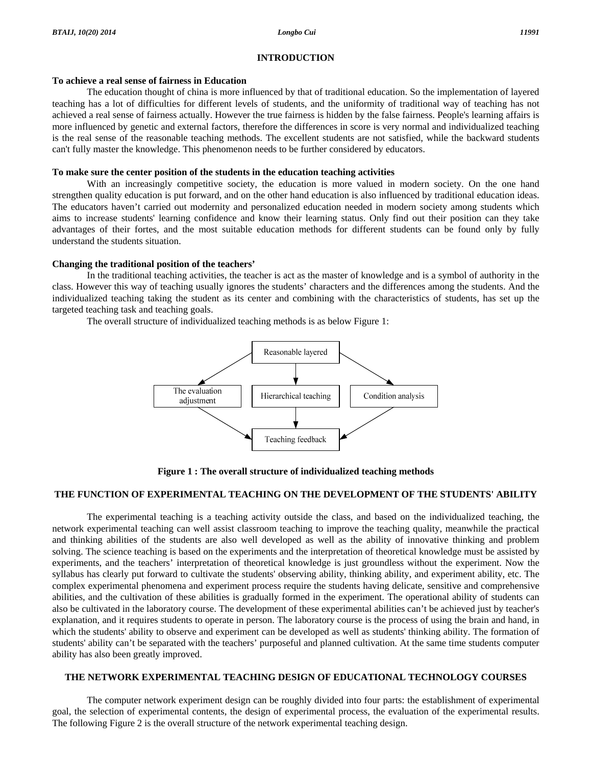## INTRODUCTION

### To achieve a real sense of fairness in Education

The education thought of china is more influenced by that of traditional education. So the implementation of layered teaching has a lot of difficulties for different levels of students, and the uniformity of traditional way of teaching has not achieved a real sense of fairness actually. However the true fairness is hidden by the false fairness. People's learning affairs is more influenced by genetic and external factors, therefore the differences in score is very normal and individualized teaching is the real sense of the reasonable teaching methods. The excellent students are not satisfied, while the backward students can't fully master the knowledge. This phenomenon needs to be further considered by educators.

### To make sure the center position of the students in the education teaching activities

With an increasingly competitive society, the education is more valued in modern society. On the one hand strengthen quality education is put forward, and on the other hand education is also influenced by traditional education ideas. The educators haven't carried out modernity and personalized education needed in modern society among students which aims to increase students' learning confidence and know their learning status. Only find out their position can they take advantages of their fortes, and the most suitable education methods for different students can be found only by fully understand the students situation.

### Changing the traditional position of the teachers'

In the traditional teaching activities, the teacher is act as the master of knowledge and is a symbol of authority in the class. However this way of teaching usually ignores the students' characters and the differences among the students. And the individualized teaching taking the student as its center and combining with the characteristics of students, has set up the targeted teaching task and teaching goals.

The overall structure of individualized teaching methods is as below Figure 1:

Reasonable layered → The evaluation adjustment; Hierarchical teaching; Condition analysis → Teaching feedback

**Figure 1 : The overall structure of individualized teaching methods**

## THE FUNCTION OF EXPERIMENTAL TEACHING ON THE DEVELOPMENT OF THE STUDENTS' ABILITY

The experimental teaching is a teaching activity outside the class, and based on the individualized teaching, the network experimental teaching can well assist classroom teaching to improve the teaching quality, meanwhile the practical and thinking abilities of the students are also well developed as well as the ability of innovative thinking and problem solving. The science teaching is based on the experiments and the interpretation of theoretical knowledge must be assisted by experiments, and the teachers' interpretation of theoretical knowledge is just groundless without the experiment. Now the syllabus has clearly put forward to cultivate the students' observing ability, thinking ability, and experiment ability, etc. The complex experimental phenomena and experiment process require the students having delicate, sensitive and comprehensive abilities, and the cultivation of these abilities is gradually formed in the experiment. The operational ability of students can also be cultivated in the laboratory course. The development of these experimental abilities can't be achieved just by teacher's explanation, and it requires students to operate in person. The laboratory course is the process of using the brain and hand, in which the students' ability to observe and experiment can be developed as well as students' thinking ability. The formation of students' ability can't be separated with the teachers' purposeful and planned cultivation. At the same time students computer ability has also been greatly improved.

## THE NETWORK EXPERIMENTAL TEACHING DESIGN OF EDUCATIONAL TECHNOLOGY COURSES

The computer network experiment design can be roughly divided into four parts: the establishment of experimental goal, the selection of experimental contents, the design of experimental process, the evaluation of the experimental results. The following Figure 2 is the overall structure of the network experimental teaching design.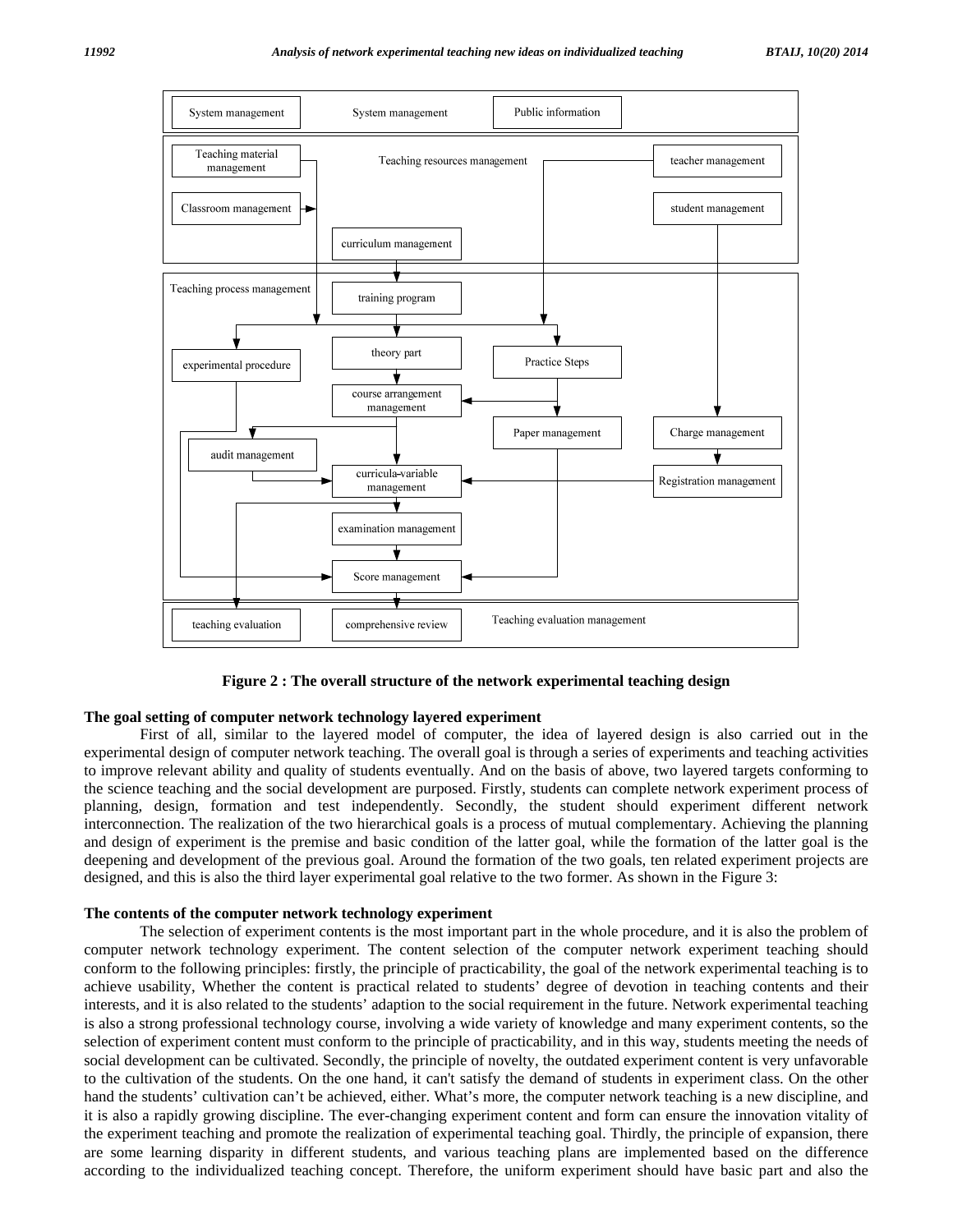Figure 2 : The overall structure of the network experimental teaching design

**The goal setting of computer network technology layered experiment**

First of all, similar to the layered model of computer, the idea of layered design is also carried out in the experimental design of computer network teaching. The overall goal is through a series of experiments and teaching activities to improve relevant ability and quality of students eventually. And on the basis of above, two layered targets conforming to the science teaching and the social development are purposed. Firstly, students can complete network experiment process of planning, design, formation and test independently. Secondly, the student should experiment different network interconnection. The realization of the two hierarchical goals is a process of mutual complementary. Achieving the planning and design of experiment is the premise and basic condition of the latter goal, while the formation of the latter goal is the deepening and development of the previous goal. Around the formation of the two goals, ten related experiment projects are designed, and this is also the third layer experimental goal relative to the two former. As shown in the Figure 3:

**The contents of the computer network technology experiment**

The selection of experiment contents is the most important part in the whole procedure, and it is also the problem of computer network technology experiment. The content selection of the computer network experiment teaching should conform to the following principles: firstly, the principle of practicability, the goal of the network experimental teaching is to achieve usability, Whether the content is practical related to students' degree of devotion in teaching contents and their interests, and it is also related to the students' adaption to the social requirement in the future. Network experimental teaching is also a strong professional technology course, involving a wide variety of knowledge and many experiment contents, so the selection of experiment content must conform to the principle of practicability, and in this way, students meeting the needs of social development can be cultivated. Secondly, the principle of novelty, the outdated experiment content is very unfavorable to the cultivation of the students. On the one hand, it can't satisfy the demand of students in experiment class. On the other hand the students' cultivation can't be achieved, either. What's more, the computer network teaching is a new discipline, and it is also a rapidly growing discipline. The ever-changing experiment content and form can ensure the innovation vitality of the experiment teaching and promote the realization of experimental teaching goal. Thirdly, the principle of expansion, there are some learning disparity in different students, and various teaching plans are implemented based on the difference according to the individualized teaching concept. Therefore, the uniform experiment should have basic part and also the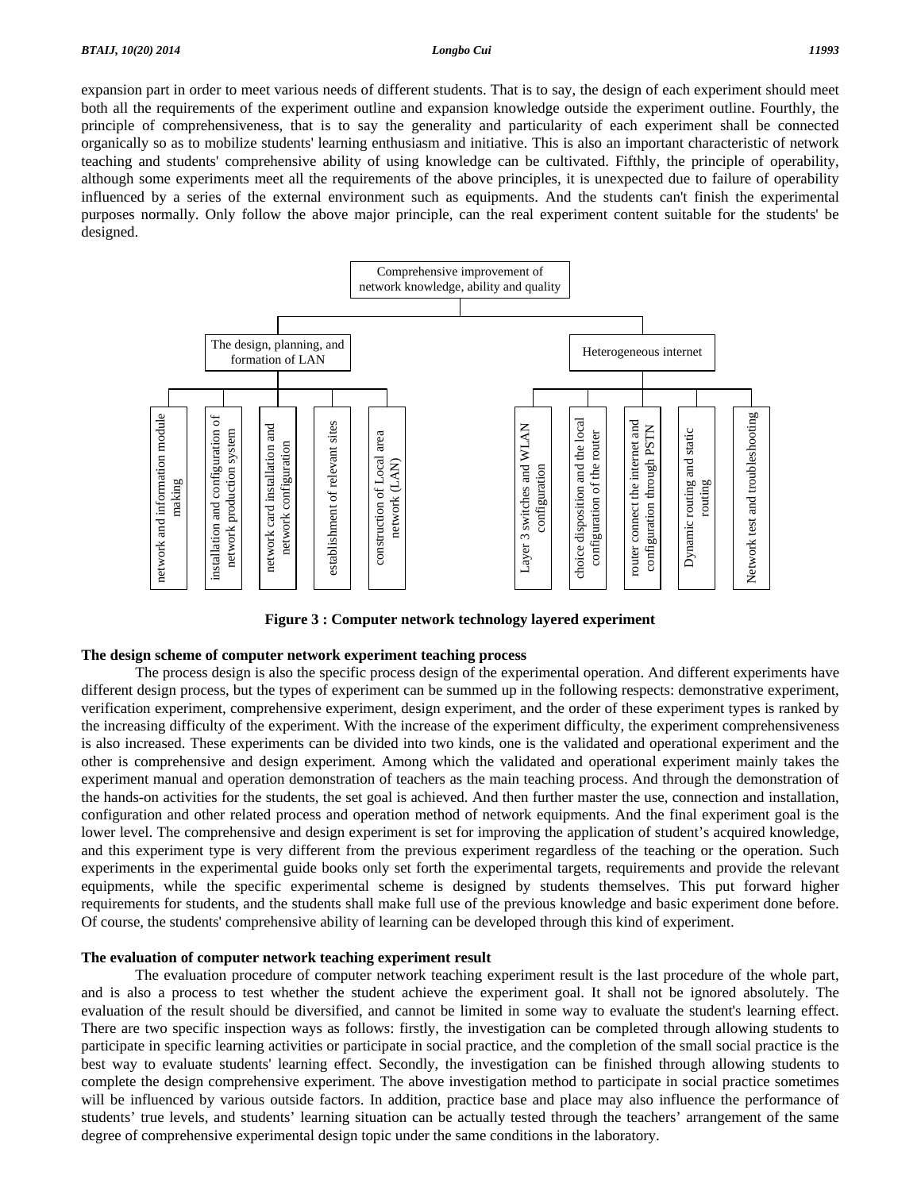expansion part in order to meet various needs of different students. That is to say, the design of each experiment should meet both all the requirements of the experiment outline and expansion knowledge outside the experiment outline. Fourthly, the principle of comprehensiveness, that is to say the generality and particularity of each experiment shall be connected organically so as to mobilize students' learning enthusiasm and initiative. This is also an important characteristic of network teaching and students' comprehensive ability of using knowledge can be cultivated. Fifthly, the principle of operability, although some experiments meet all the requirements of the above principles, it is unexpected due to failure of operability influenced by a series of the external environment such as equipments. And the students can't finish the experimental purposes normally. Only follow the above major principle, can the real experiment content suitable for the students' be designed.

- Comprehensive improvement of network knowledge, ability and quality
  - The design, planning, and formation of LAN
    - network and information module making
    - installation and configuration of network production system
    - network card installation and network configuration
    - establishment of relevant sites
    - construction of Local area network (LAN)
  - Heterogeneous internet
    - Layer 3 switches and WLAN configuration
    - choice disposition and the local configuration of the router
    - router connect the internet and configuration through PSTN
    - Dynamic routing and static routing
    - Network test and troubleshooting

**Figure 3 : Computer network technology layered experiment**

**The design scheme of computer network experiment teaching process**

The process design is also the specific process design of the experimental operation. And different experiments have different design process, but the types of experiment can be summed up in the following respects: demonstrative experiment, verification experiment, comprehensive experiment, design experiment, and the order of these experiment types is ranked by the increasing difficulty of the experiment. With the increase of the experiment difficulty, the experiment comprehensiveness is also increased. These experiments can be divided into two kinds, one is the validated and operational experiment and the other is comprehensive and design experiment. Among which the validated and operational experiment mainly takes the experiment manual and operation demonstration of teachers as the main teaching process. And through the demonstration of the hands-on activities for the students, the set goal is achieved. And then further master the use, connection and installation, configuration and other related process and operation method of network equipments. And the final experiment goal is the lower level. The comprehensive and design experiment is set for improving the application of student's acquired knowledge, and this experiment type is very different from the previous experiment regardless of the teaching or the operation. Such experiments in the experimental guide books only set forth the experimental targets, requirements and provide the relevant equipments, while the specific experimental scheme is designed by students themselves. This put forward higher requirements for students, and the students shall make full use of the previous knowledge and basic experiment done before. Of course, the students' comprehensive ability of learning can be developed through this kind of experiment.

**The evaluation of computer network teaching experiment result**

The evaluation procedure of computer network teaching experiment result is the last procedure of the whole part, and is also a process to test whether the student achieve the experiment goal. It shall not be ignored absolutely. The evaluation of the result should be diversified, and cannot be limited in some way to evaluate the student's learning effect. There are two specific inspection ways as follows: firstly, the investigation can be completed through allowing students to participate in specific learning activities or participate in social practice, and the completion of the small social practice is the best way to evaluate students' learning effect. Secondly, the investigation can be finished through allowing students to complete the design comprehensive experiment. The above investigation method to participate in social practice sometimes will be influenced by various outside factors. In addition, practice base and place may also influence the performance of students' true levels, and students' learning situation can be actually tested through the teachers' arrangement of the same degree of comprehensive experimental design topic under the same conditions in the laboratory.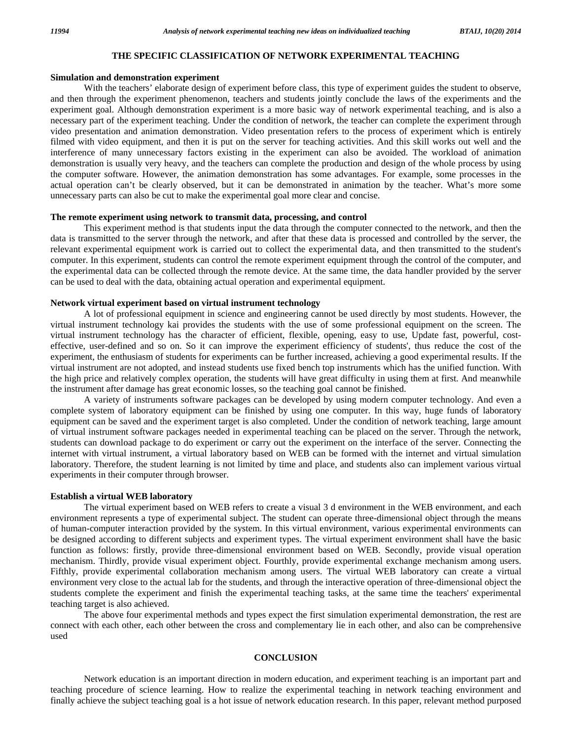## THE SPECIFIC CLASSIFICATION OF NETWORK EXPERIMENTAL TEACHING

### Simulation and demonstration experiment

With the teachers' elaborate design of experiment before class, this type of experiment guides the student to observe, and then through the experiment phenomenon, teachers and students jointly conclude the laws of the experiments and the experiment goal. Although demonstration experiment is a more basic way of network experimental teaching, and is also a necessary part of the experiment teaching. Under the condition of network, the teacher can complete the experiment through video presentation and animation demonstration. Video presentation refers to the process of experiment which is entirely filmed with video equipment, and then it is put on the server for teaching activities. And this skill works out well and the interference of many unnecessary factors existing in the experiment can also be avoided. The workload of animation demonstration is usually very heavy, and the teachers can complete the production and design of the whole process by using the computer software. However, the animation demonstration has some advantages. For example, some processes in the actual operation can't be clearly observed, but it can be demonstrated in animation by the teacher. What's more some unnecessary parts can also be cut to make the experimental goal more clear and concise.

### The remote experiment using network to transmit data, processing, and control

This experiment method is that students input the data through the computer connected to the network, and then the data is transmitted to the server through the network, and after that these data is processed and controlled by the server, the relevant experimental equipment work is carried out to collect the experimental data, and then transmitted to the student's computer. In this experiment, students can control the remote experiment equipment through the control of the computer, and the experimental data can be collected through the remote device. At the same time, the data handler provided by the server can be used to deal with the data, obtaining actual operation and experimental equipment.

### Network virtual experiment based on virtual instrument technology

A lot of professional equipment in science and engineering cannot be used directly by most students. However, the virtual instrument technology kai provides the students with the use of some professional equipment on the screen. The virtual instrument technology has the character of efficient, flexible, opening, easy to use, Update fast, powerful, cost-effective, user-defined and so on. So it can improve the experiment efficiency of students', thus reduce the cost of the experiment, the enthusiasm of students for experiments can be further increased, achieving a good experimental results. If the virtual instrument are not adopted, and instead students use fixed bench top instruments which has the unified function. With the high price and relatively complex operation, the students will have great difficulty in using them at first. And meanwhile the instrument after damage has great economic losses, so the teaching goal cannot be finished.

A variety of instruments software packages can be developed by using modern computer technology. And even a complete system of laboratory equipment can be finished by using one computer. In this way, huge funds of laboratory equipment can be saved and the experiment target is also completed. Under the condition of network teaching, large amount of virtual instrument software packages needed in experimental teaching can be placed on the server. Through the network, students can download package to do experiment or carry out the experiment on the interface of the server. Connecting the internet with virtual instrument, a virtual laboratory based on WEB can be formed with the internet and virtual simulation laboratory. Therefore, the student learning is not limited by time and place, and students also can implement various virtual experiments in their computer through browser.

### Establish a virtual WEB laboratory

The virtual experiment based on WEB refers to create a visual 3 d environment in the WEB environment, and each environment represents a type of experimental subject. The student can operate three-dimensional object through the means of human-computer interaction provided by the system. In this virtual environment, various experimental environments can be designed according to different subjects and experiment types. The virtual experiment environment shall have the basic function as follows: firstly, provide three-dimensional environment based on WEB. Secondly, provide visual operation mechanism. Thirdly, provide visual experiment object. Fourthly, provide experimental exchange mechanism among users. Fifthly, provide experimental collaboration mechanism among users. The virtual WEB laboratory can create a virtual environment very close to the actual lab for the students, and through the interactive operation of three-dimensional object the students complete the experiment and finish the experimental teaching tasks, at the same time the teachers' experimental teaching target is also achieved.

The above four experimental methods and types expect the first simulation experimental demonstration, the rest are connect with each other, each other between the cross and complementary lie in each other, and also can be comprehensive used

## CONCLUSION

Network education is an important direction in modern education, and experiment teaching is an important part and teaching procedure of science learning. How to realize the experimental teaching in network teaching environment and finally achieve the subject teaching goal is a hot issue of network education research. In this paper, relevant method purposed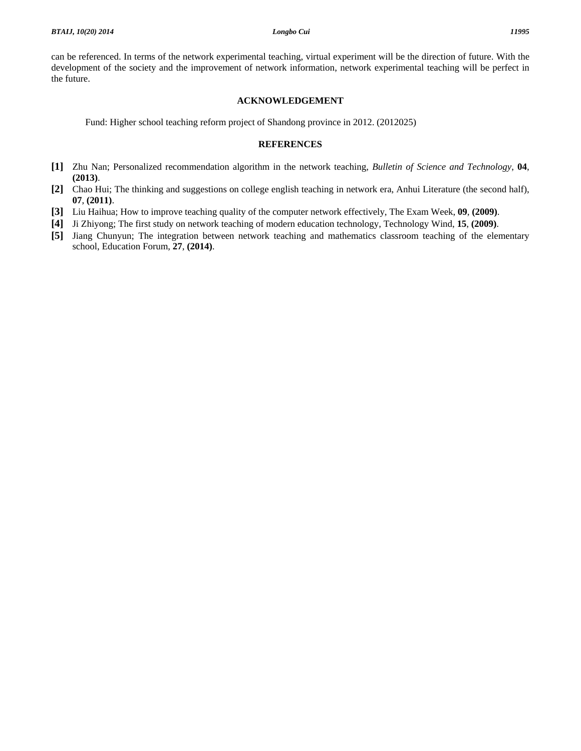can be referenced. In terms of the network experimental teaching, virtual experiment will be the direction of future. With the development of the society and the improvement of network information, network experimental teaching will be perfect in the future.

## ACKNOWLEDGEMENT

Fund: Higher school teaching reform project of Shandong province in 2012. (2012025)

## REFERENCES

[1] Zhu Nan; Personalized recommendation algorithm in the network teaching, *Bulletin of Science and Technology*, **04**, **(2013)**.

[2] Chao Hui; The thinking and suggestions on college english teaching in network era, Anhui Literature (the second half), **07**, **(2011)**.

[3] Liu Haihua; How to improve teaching quality of the computer network effectively, The Exam Week, **09**, **(2009)**.

[4] Ji Zhiyong; The first study on network teaching of modern education technology, Technology Wind, **15**, **(2009)**.

[5] Jiang Chunyun; The integration between network teaching and mathematics classroom teaching of the elementary school, Education Forum, **27**, **(2014)**.